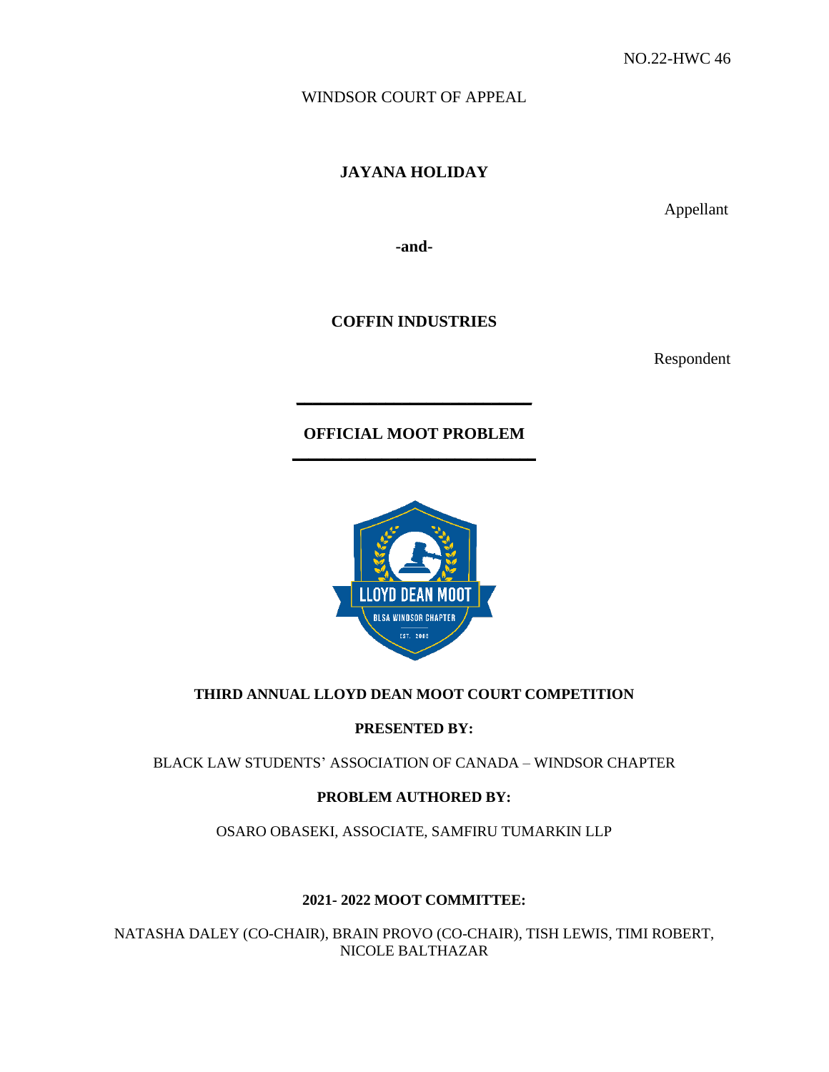NO.22-HWC 46

WINDSOR COURT OF APPEAL

**JAYANA HOLIDAY**

Appellant

**-and-**

**COFFIN INDUSTRIES**

Respondent

---

**OFFICIAL MOOT PROBLEM**

---

**THIRD ANNUAL LLOYD DEAN MOOT COURT COMPETITION**

**PRESENTED BY:**

BLACK LAW STUDENTS' ASSOCIATION OF CANADA – WINDSOR CHAPTER

**PROBLEM AUTHORED BY:**

OSARO OBASEKI, ASSOCIATE, SAMFIRU TUMARKIN LLP

**2021- 2022 MOOT COMMITTEE:**

NATASHA DALEY (CO-CHAIR), BRAIN PROVO (CO-CHAIR), TISH LEWIS, TIMI ROBERT, NICOLE BALTHAZAR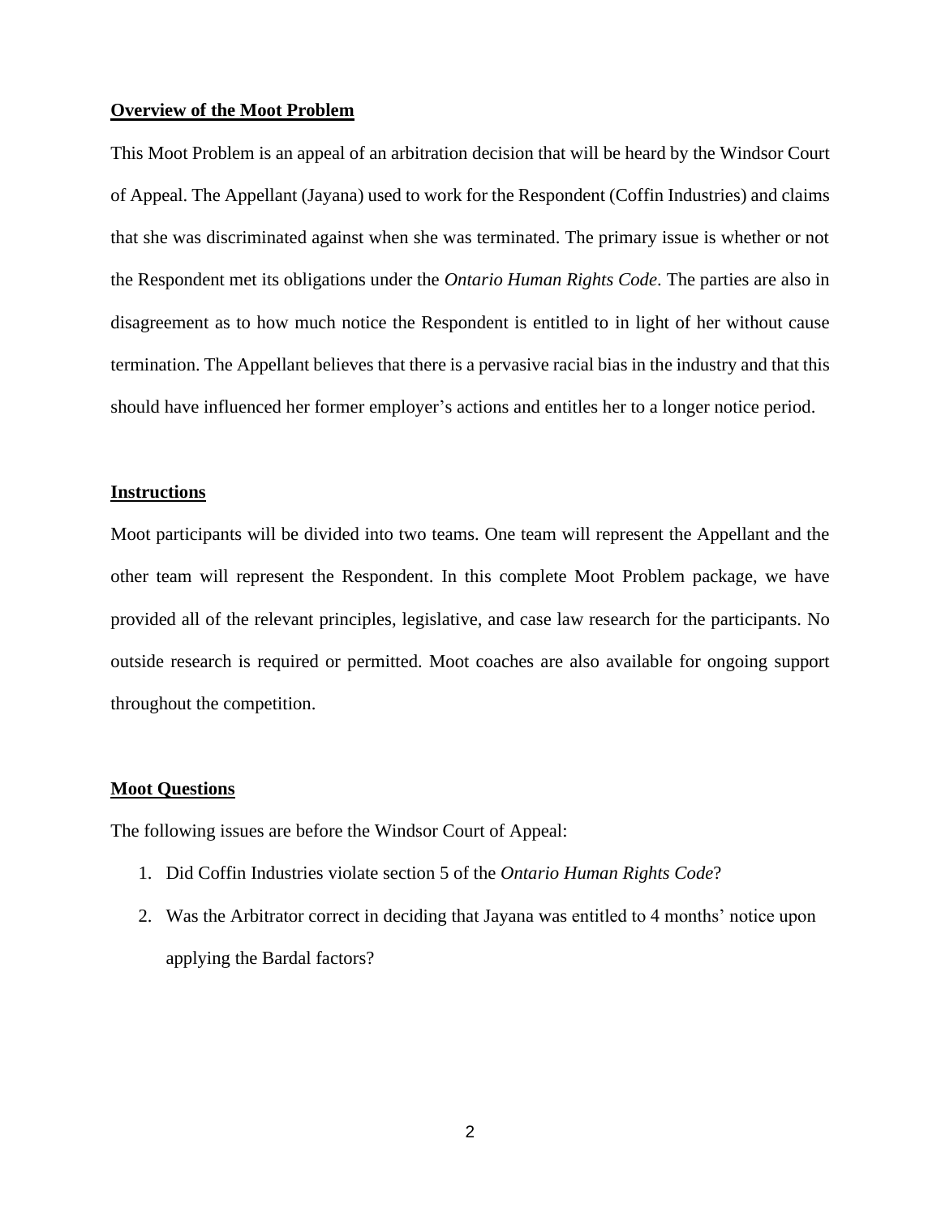**Overview of the Moot Problem**

This Moot Problem is an appeal of an arbitration decision that will be heard by the Windsor Court of Appeal. The Appellant (Jayana) used to work for the Respondent (Coffin Industries) and claims that she was discriminated against when she was terminated. The primary issue is whether or not the Respondent met its obligations under the *Ontario Human Rights Code*. The parties are also in disagreement as to how much notice the Respondent is entitled to in light of her without cause termination. The Appellant believes that there is a pervasive racial bias in the industry and that this should have influenced her former employer's actions and entitles her to a longer notice period.

**Instructions**

Moot participants will be divided into two teams. One team will represent the Appellant and the other team will represent the Respondent. In this complete Moot Problem package, we have provided all of the relevant principles, legislative, and case law research for the participants. No outside research is required or permitted. Moot coaches are also available for ongoing support throughout the competition.

**Moot Questions**

The following issues are before the Windsor Court of Appeal:

1. Did Coffin Industries violate section 5 of the *Ontario Human Rights Code*?
2. Was the Arbitrator correct in deciding that Jayana was entitled to 4 months' notice upon applying the Bardal factors?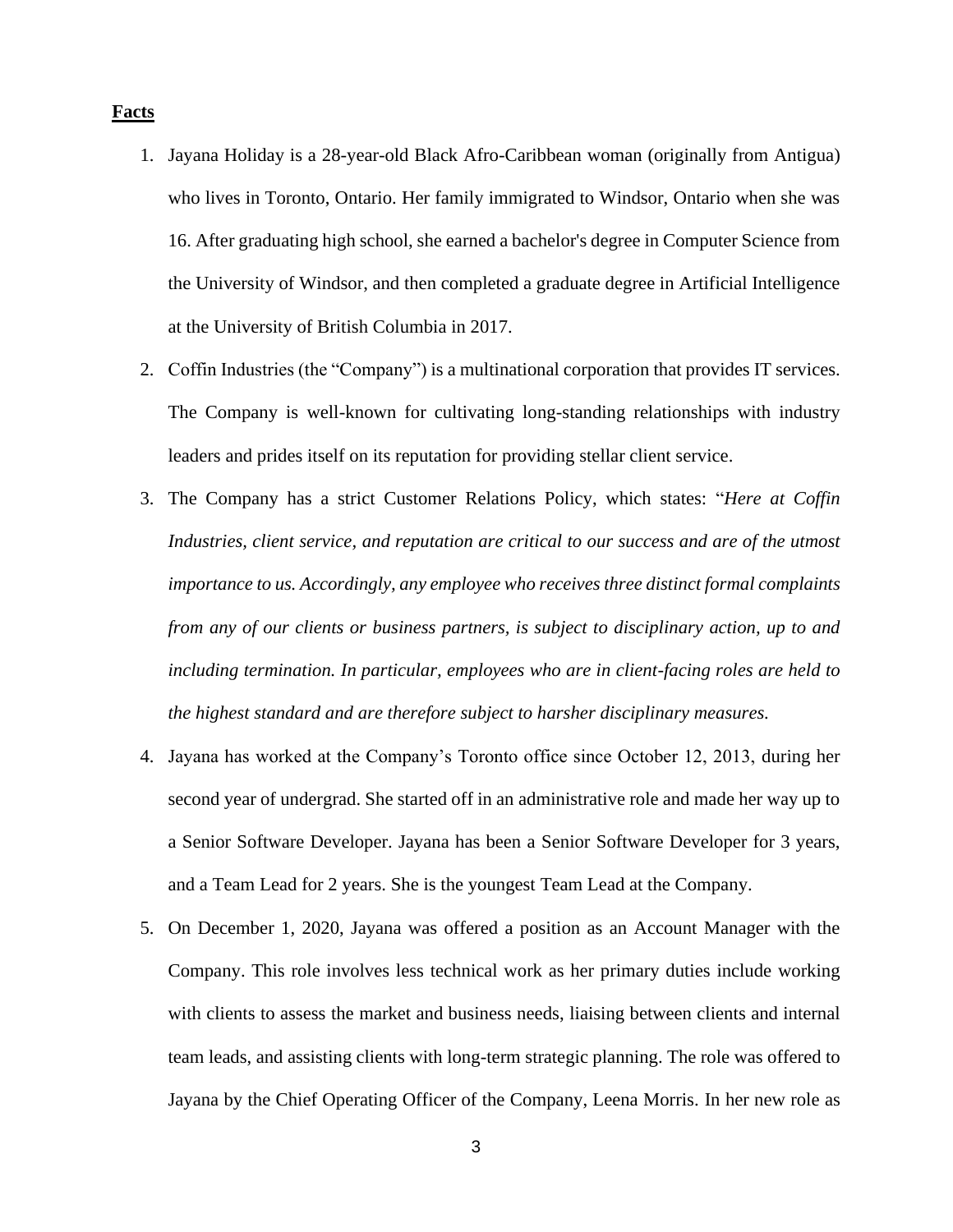**Facts**

1. Jayana Holiday is a 28-year-old Black Afro-Caribbean woman (originally from Antigua) who lives in Toronto, Ontario. Her family immigrated to Windsor, Ontario when she was 16. After graduating high school, she earned a bachelor's degree in Computer Science from the University of Windsor, and then completed a graduate degree in Artificial Intelligence at the University of British Columbia in 2017.

2. Coffin Industries (the "Company") is a multinational corporation that provides IT services. The Company is well-known for cultivating long-standing relationships with industry leaders and prides itself on its reputation for providing stellar client service.

3. The Company has a strict Customer Relations Policy, which states: "*Here at Coffin Industries, client service, and reputation are critical to our success and are of the utmost importance to us. Accordingly, any employee who receives three distinct formal complaints from any of our clients or business partners, is subject to disciplinary action, up to and including termination. In particular, employees who are in client-facing roles are held to the highest standard and are therefore subject to harsher disciplinary measures.*

4. Jayana has worked at the Company's Toronto office since October 12, 2013, during her second year of undergrad. She started off in an administrative role and made her way up to a Senior Software Developer. Jayana has been a Senior Software Developer for 3 years, and a Team Lead for 2 years. She is the youngest Team Lead at the Company.

5. On December 1, 2020, Jayana was offered a position as an Account Manager with the Company. This role involves less technical work as her primary duties include working with clients to assess the market and business needs, liaising between clients and internal team leads, and assisting clients with long-term strategic planning. The role was offered to Jayana by the Chief Operating Officer of the Company, Leena Morris. In her new role as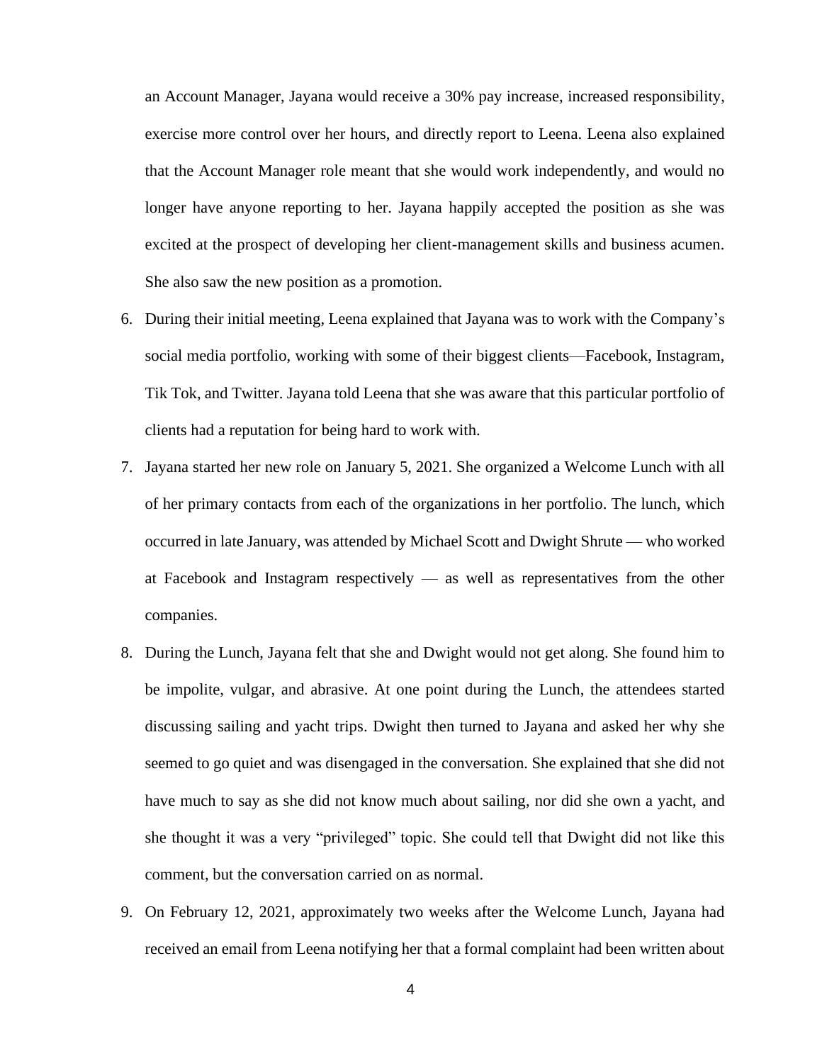an Account Manager, Jayana would receive a 30% pay increase, increased responsibility, exercise more control over her hours, and directly report to Leena. Leena also explained that the Account Manager role meant that she would work independently, and would no longer have anyone reporting to her. Jayana happily accepted the position as she was excited at the prospect of developing her client-management skills and business acumen. She also saw the new position as a promotion.

6. During their initial meeting, Leena explained that Jayana was to work with the Company's social media portfolio, working with some of their biggest clients—Facebook, Instagram, Tik Tok, and Twitter. Jayana told Leena that she was aware that this particular portfolio of clients had a reputation for being hard to work with.
7. Jayana started her new role on January 5, 2021. She organized a Welcome Lunch with all of her primary contacts from each of the organizations in her portfolio. The lunch, which occurred in late January, was attended by Michael Scott and Dwight Shrute — who worked at Facebook and Instagram respectively — as well as representatives from the other companies.
8. During the Lunch, Jayana felt that she and Dwight would not get along. She found him to be impolite, vulgar, and abrasive. At one point during the Lunch, the attendees started discussing sailing and yacht trips. Dwight then turned to Jayana and asked her why she seemed to go quiet and was disengaged in the conversation. She explained that she did not have much to say as she did not know much about sailing, nor did she own a yacht, and she thought it was a very "privileged" topic. She could tell that Dwight did not like this comment, but the conversation carried on as normal.
9. On February 12, 2021, approximately two weeks after the Welcome Lunch, Jayana had received an email from Leena notifying her that a formal complaint had been written about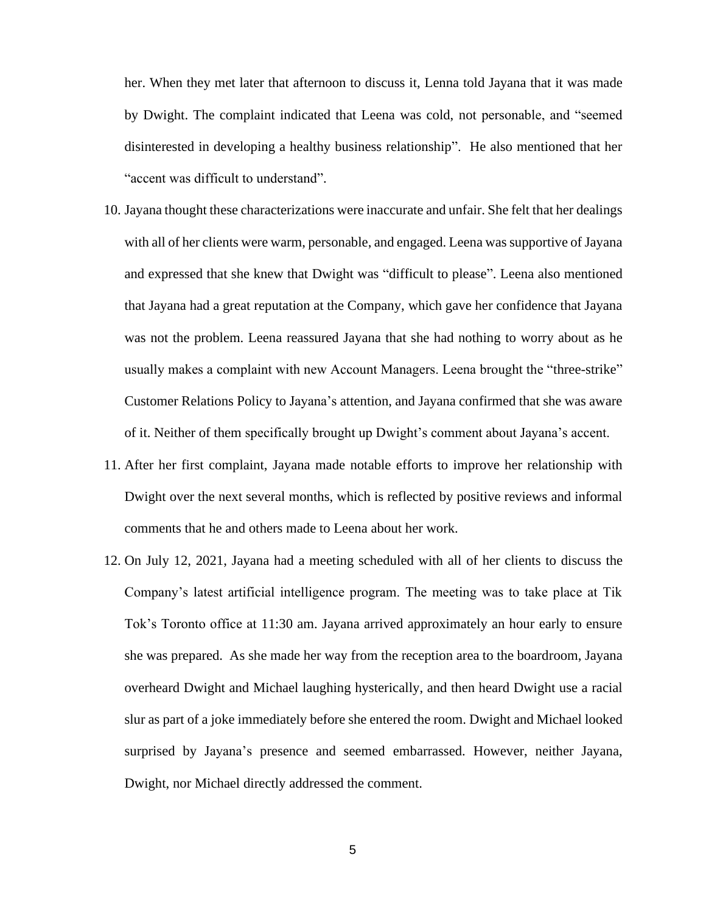her. When they met later that afternoon to discuss it, Lenna told Jayana that it was made by Dwight. The complaint indicated that Leena was cold, not personable, and "seemed disinterested in developing a healthy business relationship". He also mentioned that her "accent was difficult to understand".

10. Jayana thought these characterizations were inaccurate and unfair. She felt that her dealings with all of her clients were warm, personable, and engaged. Leena was supportive of Jayana and expressed that she knew that Dwight was "difficult to please". Leena also mentioned that Jayana had a great reputation at the Company, which gave her confidence that Jayana was not the problem. Leena reassured Jayana that she had nothing to worry about as he usually makes a complaint with new Account Managers. Leena brought the "three-strike" Customer Relations Policy to Jayana's attention, and Jayana confirmed that she was aware of it. Neither of them specifically brought up Dwight's comment about Jayana's accent.
11. After her first complaint, Jayana made notable efforts to improve her relationship with Dwight over the next several months, which is reflected by positive reviews and informal comments that he and others made to Leena about her work.
12. On July 12, 2021, Jayana had a meeting scheduled with all of her clients to discuss the Company's latest artificial intelligence program. The meeting was to take place at Tik Tok's Toronto office at 11:30 am. Jayana arrived approximately an hour early to ensure she was prepared. As she made her way from the reception area to the boardroom, Jayana overheard Dwight and Michael laughing hysterically, and then heard Dwight use a racial slur as part of a joke immediately before she entered the room. Dwight and Michael looked surprised by Jayana's presence and seemed embarrassed. However, neither Jayana, Dwight, nor Michael directly addressed the comment.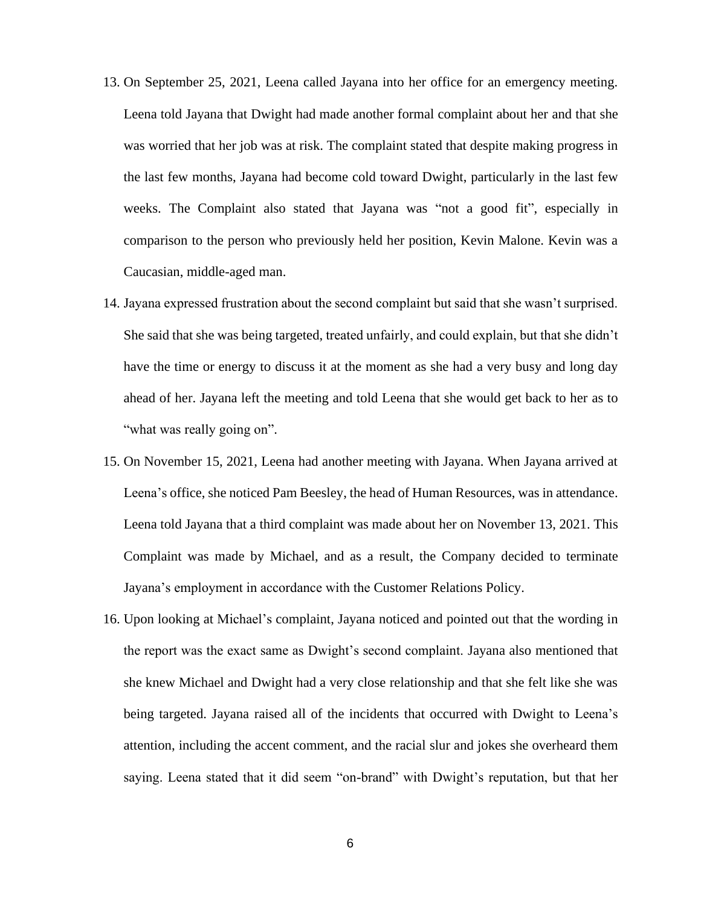13. On September 25, 2021, Leena called Jayana into her office for an emergency meeting. Leena told Jayana that Dwight had made another formal complaint about her and that she was worried that her job was at risk. The complaint stated that despite making progress in the last few months, Jayana had become cold toward Dwight, particularly in the last few weeks. The Complaint also stated that Jayana was "not a good fit", especially in comparison to the person who previously held her position, Kevin Malone. Kevin was a Caucasian, middle-aged man.
14. Jayana expressed frustration about the second complaint but said that she wasn't surprised. She said that she was being targeted, treated unfairly, and could explain, but that she didn't have the time or energy to discuss it at the moment as she had a very busy and long day ahead of her. Jayana left the meeting and told Leena that she would get back to her as to "what was really going on".
15. On November 15, 2021, Leena had another meeting with Jayana. When Jayana arrived at Leena's office, she noticed Pam Beesley, the head of Human Resources, was in attendance. Leena told Jayana that a third complaint was made about her on November 13, 2021. This Complaint was made by Michael, and as a result, the Company decided to terminate Jayana's employment in accordance with the Customer Relations Policy.
16. Upon looking at Michael's complaint, Jayana noticed and pointed out that the wording in the report was the exact same as Dwight's second complaint. Jayana also mentioned that she knew Michael and Dwight had a very close relationship and that she felt like she was being targeted. Jayana raised all of the incidents that occurred with Dwight to Leena's attention, including the accent comment, and the racial slur and jokes she overheard them saying. Leena stated that it did seem "on-brand" with Dwight's reputation, but that her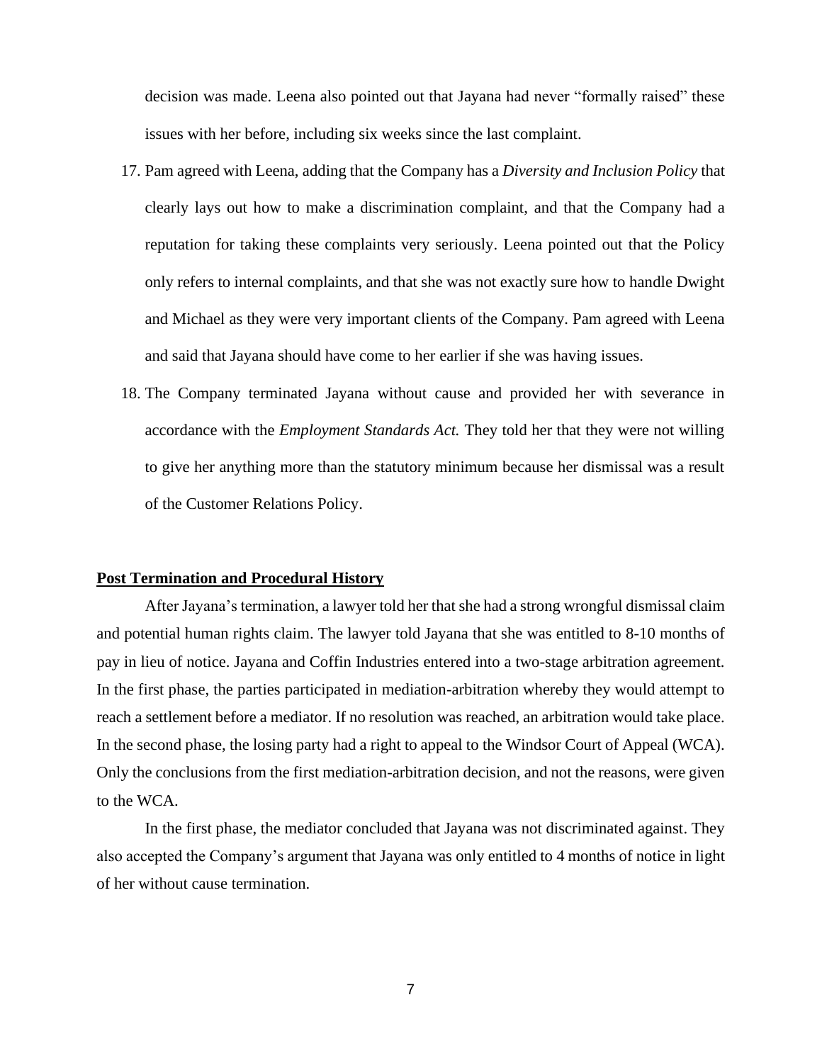decision was made. Leena also pointed out that Jayana had never "formally raised" these issues with her before, including six weeks since the last complaint.

17. Pam agreed with Leena, adding that the Company has a *Diversity and Inclusion Policy* that clearly lays out how to make a discrimination complaint, and that the Company had a reputation for taking these complaints very seriously. Leena pointed out that the Policy only refers to internal complaints, and that she was not exactly sure how to handle Dwight and Michael as they were very important clients of the Company. Pam agreed with Leena and said that Jayana should have come to her earlier if she was having issues.

18. The Company terminated Jayana without cause and provided her with severance in accordance with the *Employment Standards Act.* They told her that they were not willing to give her anything more than the statutory minimum because her dismissal was a result of the Customer Relations Policy.

## Post Termination and Procedural History

After Jayana's termination, a lawyer told her that she had a strong wrongful dismissal claim and potential human rights claim. The lawyer told Jayana that she was entitled to 8-10 months of pay in lieu of notice. Jayana and Coffin Industries entered into a two-stage arbitration agreement. In the first phase, the parties participated in mediation-arbitration whereby they would attempt to reach a settlement before a mediator. If no resolution was reached, an arbitration would take place. In the second phase, the losing party had a right to appeal to the Windsor Court of Appeal (WCA). Only the conclusions from the first mediation-arbitration decision, and not the reasons, were given to the WCA.

In the first phase, the mediator concluded that Jayana was not discriminated against. They also accepted the Company's argument that Jayana was only entitled to 4 months of notice in light of her without cause termination.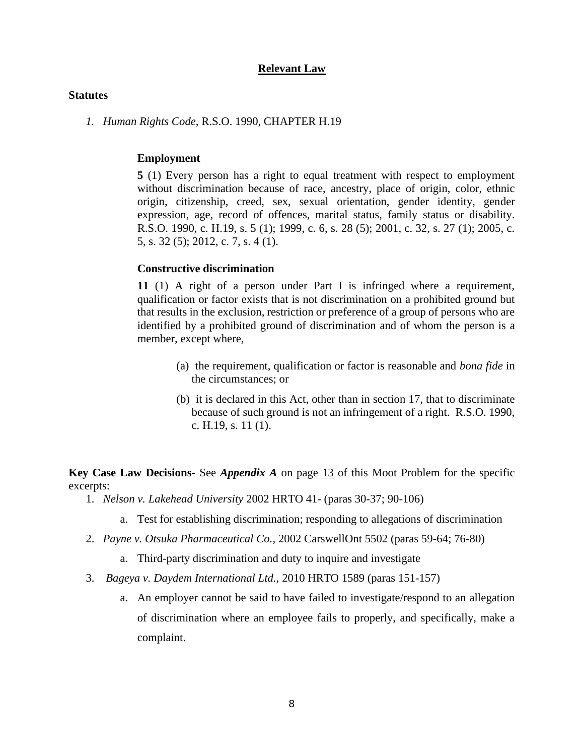## Relevant Law

**Statutes**

1. *Human Rights Code,* R.S.O. 1990, CHAPTER H.19

> **Employment**
>
> **5** (1) Every person has a right to equal treatment with respect to employment without discrimination because of race, ancestry, place of origin, color, ethnic origin, citizenship, creed, sex, sexual orientation, gender identity, gender expression, age, record of offences, marital status, family status or disability. R.S.O. 1990, c. H.19, s. 5 (1); 1999, c. 6, s. 28 (5); 2001, c. 32, s. 27 (1); 2005, c. 5, s. 32 (5); 2012, c. 7, s. 4 (1).
>
> **Constructive discrimination**
>
> **11** (1) A right of a person under Part I is infringed where a requirement, qualification or factor exists that is not discrimination on a prohibited ground but that results in the exclusion, restriction or preference of a group of persons who are identified by a prohibited ground of discrimination and of whom the person is a member, except where,
>
> (a) the requirement, qualification or factor is reasonable and *bona fide* in the circumstances; or
>
> (b) it is declared in this Act, other than in section 17, that to discriminate because of such ground is not an infringement of a right. R.S.O. 1990, c. H.19, s. 11 (1).

**Key Case Law Decisions-** See ***Appendix A*** on page 13 of this Moot Problem for the specific excerpts:

1. *Nelson v. Lakehead University* 2002 HRTO 41- (paras 30-37; 90-106)
   a. Test for establishing discrimination; responding to allegations of discrimination
2. *Payne v. Otsuka Pharmaceutical Co.*, 2002 CarswellOnt 5502 (paras 59-64; 76-80)
   a. Third-party discrimination and duty to inquire and investigate
3. *Bageya v. Daydem International Ltd.,* 2010 HRTO 1589 (paras 151-157)
   a. An employer cannot be said to have failed to investigate/respond to an allegation of discrimination where an employee fails to properly, and specifically, make a complaint.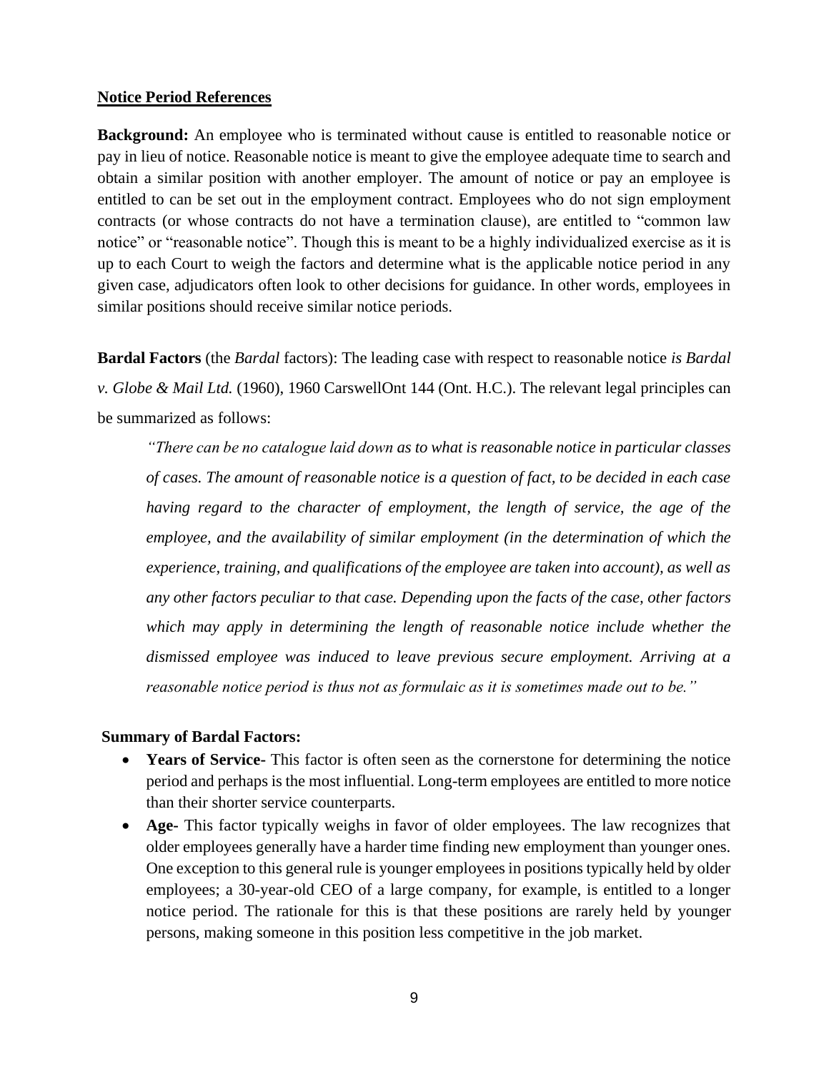**<u>Notice Period References</u>**

**Background:** An employee who is terminated without cause is entitled to reasonable notice or pay in lieu of notice. Reasonable notice is meant to give the employee adequate time to search and obtain a similar position with another employer. The amount of notice or pay an employee is entitled to can be set out in the employment contract. Employees who do not sign employment contracts (or whose contracts do not have a termination clause), are entitled to "common law notice" or "reasonable notice". Though this is meant to be a highly individualized exercise as it is up to each Court to weigh the factors and determine what is the applicable notice period in any given case, adjudicators often look to other decisions for guidance. In other words, employees in similar positions should receive similar notice periods.

**Bardal Factors** (the *Bardal* factors): The leading case with respect to reasonable notice *is Bardal v. Globe & Mail Ltd.* (1960), 1960 CarswellOnt 144 (Ont. H.C.). The relevant legal principles can be summarized as follows:

> *"There can be no catalogue laid down as to what is reasonable notice in particular classes of cases. The amount of reasonable notice is a question of fact, to be decided in each case having regard to the character of employment, the length of service, the age of the employee, and the availability of similar employment (in the determination of which the experience, training, and qualifications of the employee are taken into account), as well as any other factors peculiar to that case. Depending upon the facts of the case, other factors which may apply in determining the length of reasonable notice include whether the dismissed employee was induced to leave previous secure employment. Arriving at a reasonable notice period is thus not as formulaic as it is sometimes made out to be."*

**Summary of Bardal Factors:**

- **Years of Service-** This factor is often seen as the cornerstone for determining the notice period and perhaps is the most influential. Long-term employees are entitled to more notice than their shorter service counterparts.
- **Age-** This factor typically weighs in favor of older employees. The law recognizes that older employees generally have a harder time finding new employment than younger ones. One exception to this general rule is younger employees in positions typically held by older employees; a 30-year-old CEO of a large company, for example, is entitled to a longer notice period. The rationale for this is that these positions are rarely held by younger persons, making someone in this position less competitive in the job market.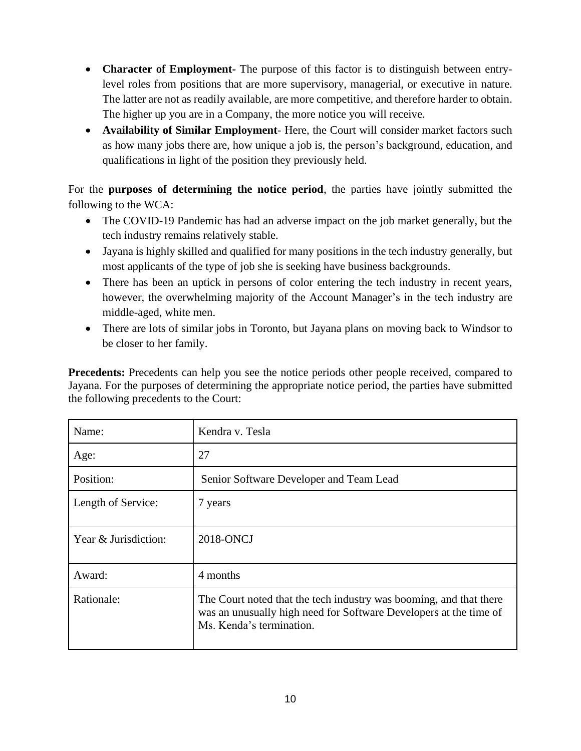- **Character of Employment**- The purpose of this factor is to distinguish between entry-level roles from positions that are more supervisory, managerial, or executive in nature. The latter are not as readily available, are more competitive, and therefore harder to obtain. The higher up you are in a Company, the more notice you will receive.
- **Availability of Similar Employment**- Here, the Court will consider market factors such as how many jobs there are, how unique a job is, the person's background, education, and qualifications in light of the position they previously held.

For the **purposes of determining the notice period**, the parties have jointly submitted the following to the WCA:

- The COVID-19 Pandemic has had an adverse impact on the job market generally, but the tech industry remains relatively stable.
- Jayana is highly skilled and qualified for many positions in the tech industry generally, but most applicants of the type of job she is seeking have business backgrounds.
- There has been an uptick in persons of color entering the tech industry in recent years, however, the overwhelming majority of the Account Manager's in the tech industry are middle-aged, white men.
- There are lots of similar jobs in Toronto, but Jayana plans on moving back to Windsor to be closer to her family.

**Precedents:** Precedents can help you see the notice periods other people received, compared to Jayana. For the purposes of determining the appropriate notice period, the parties have submitted the following precedents to the Court:

| Name: | Kendra v. Tesla |
|---|---|
| Age: | 27 |
| Position: | Senior Software Developer and Team Lead |
| Length of Service: | 7 years |
| Year & Jurisdiction: | 2018-ONCJ |
| Award: | 4 months |
| Rationale: | The Court noted that the tech industry was booming, and that there was an unusually high need for Software Developers at the time of Ms. Kenda's termination. |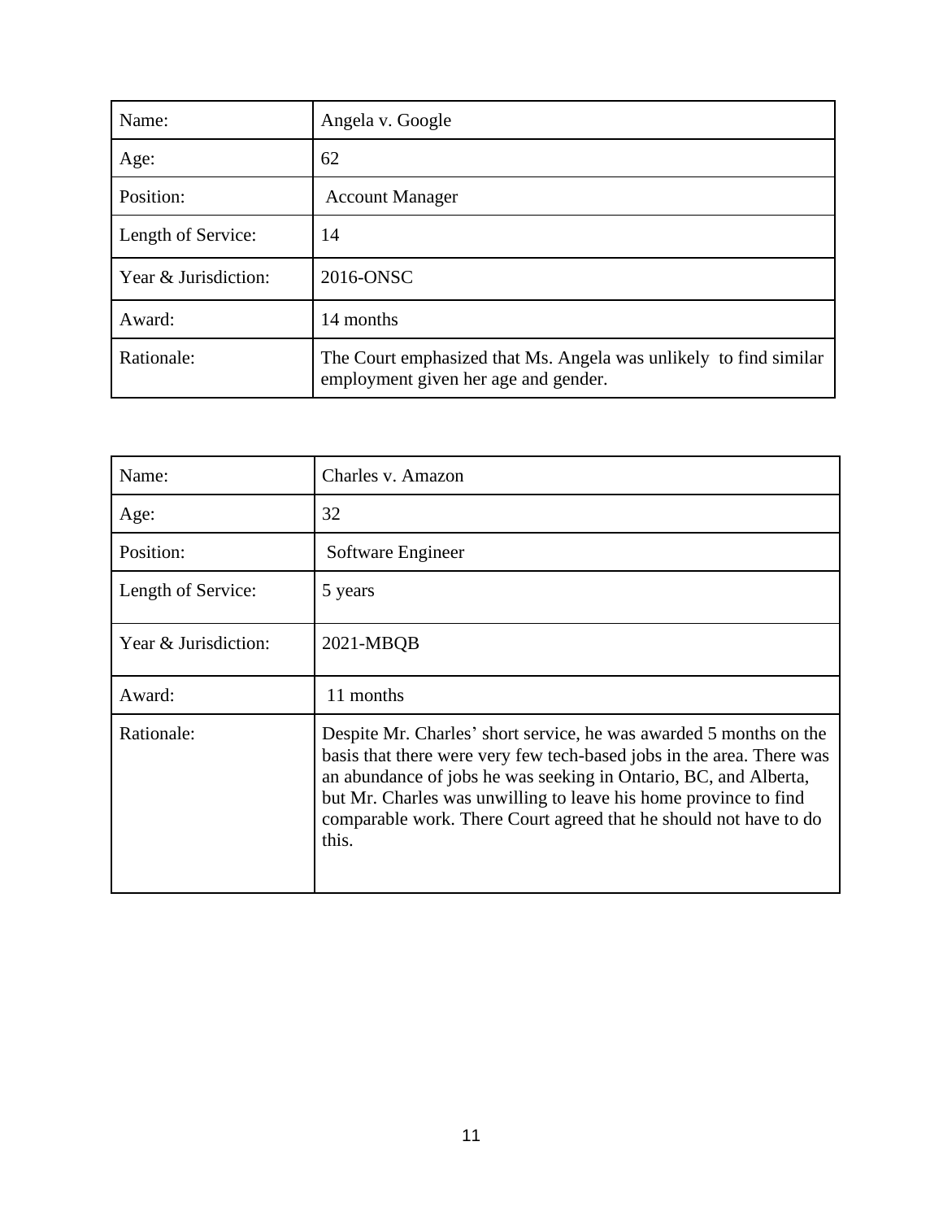| Name: | Angela v. Google |
|---|---|
| Age: | 62 |
| Position: | Account Manager |
| Length of Service: | 14 |
| Year & Jurisdiction: | 2016-ONSC |
| Award: | 14 months |
| Rationale: | The Court emphasized that Ms. Angela was unlikely to find similar employment given her age and gender. |

| Name: | Charles v. Amazon |
|---|---|
| Age: | 32 |
| Position: | Software Engineer |
| Length of Service: | 5 years |
| Year & Jurisdiction: | 2021-MBQB |
| Award: | 11 months |
| Rationale: | Despite Mr. Charles' short service, he was awarded 5 months on the basis that there were very few tech-based jobs in the area. There was an abundance of jobs he was seeking in Ontario, BC, and Alberta, but Mr. Charles was unwilling to leave his home province to find comparable work. There Court agreed that he should not have to do this. |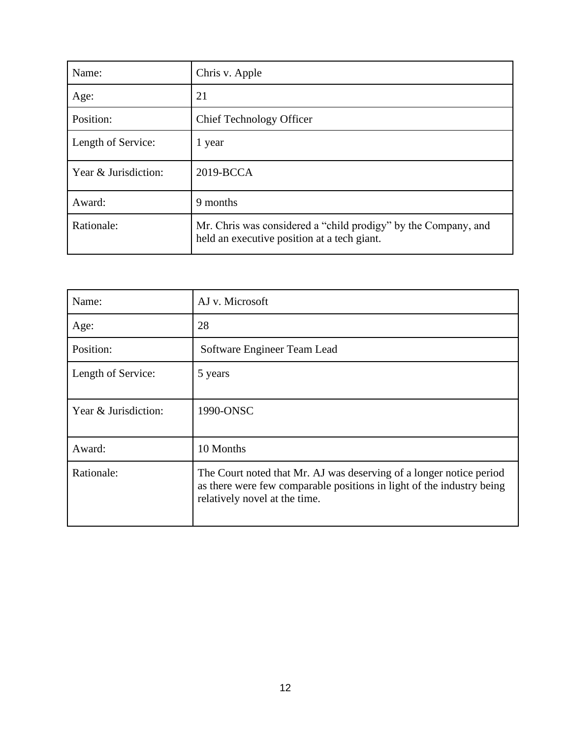| Name: | Chris v. Apple |
|---|---|
| Age: | 21 |
| Position: | Chief Technology Officer |
| Length of Service: | 1 year |
| Year & Jurisdiction: | 2019-BCCA |
| Award: | 9 months |
| Rationale: | Mr. Chris was considered a "child prodigy" by the Company, and held an executive position at a tech giant. |

| Name: | AJ v. Microsoft |
|---|---|
| Age: | 28 |
| Position: | Software Engineer Team Lead |
| Length of Service: | 5 years |
| Year & Jurisdiction: | 1990-ONSC |
| Award: | 10 Months |
| Rationale: | The Court noted that Mr. AJ was deserving of a longer notice period as there were few comparable positions in light of the industry being relatively novel at the time. |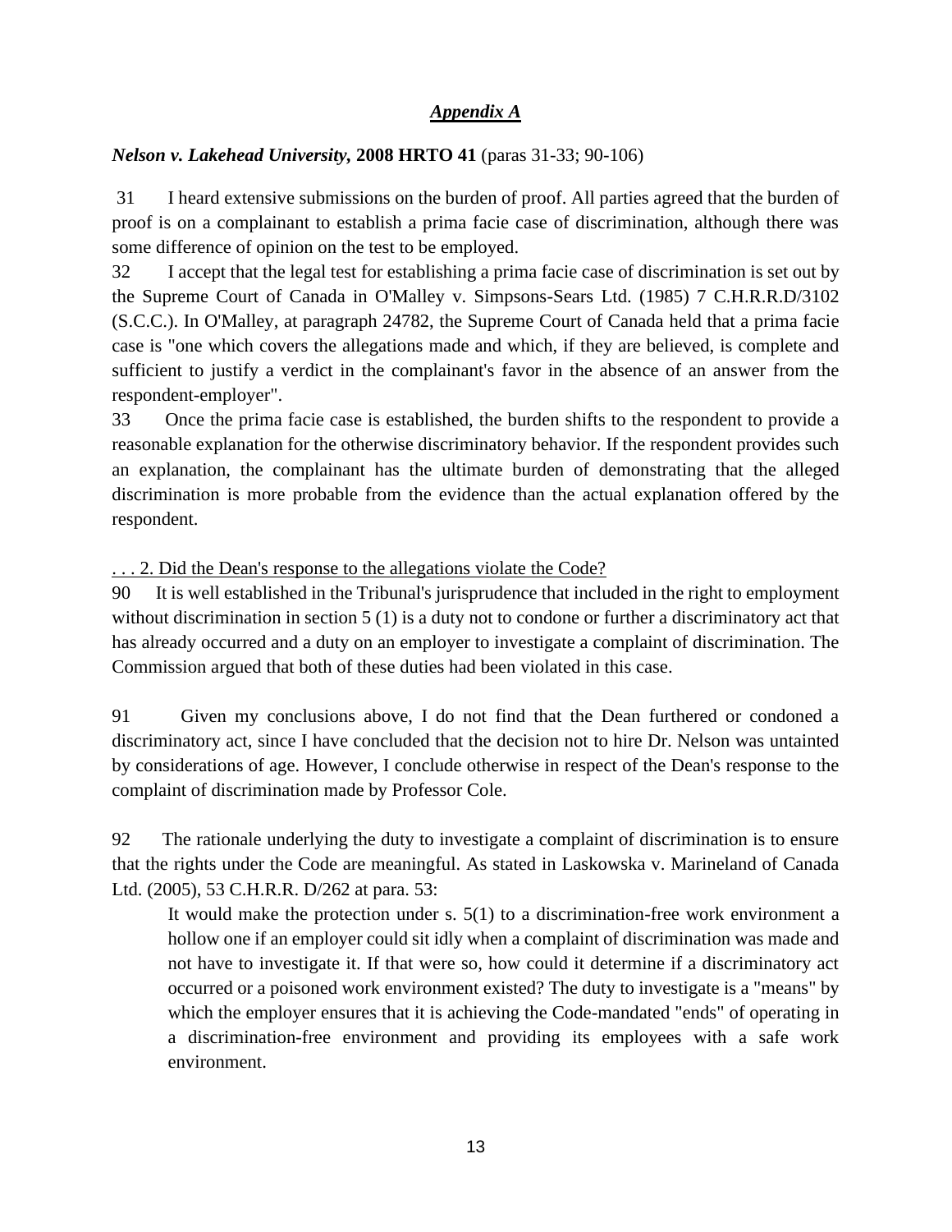## ***Appendix A***

***Nelson v. Lakehead University*****, 2008 HRTO 41** (paras 31-33; 90-106)

31 I heard extensive submissions on the burden of proof. All parties agreed that the burden of proof is on a complainant to establish a prima facie case of discrimination, although there was some difference of opinion on the test to be employed.

32 I accept that the legal test for establishing a prima facie case of discrimination is set out by the Supreme Court of Canada in O'Malley v. Simpsons-Sears Ltd. (1985) 7 C.H.R.R.D/3102 (S.C.C.). In O'Malley, at paragraph 24782, the Supreme Court of Canada held that a prima facie case is "one which covers the allegations made and which, if they are believed, is complete and sufficient to justify a verdict in the complainant's favor in the absence of an answer from the respondent-employer".

33 Once the prima facie case is established, the burden shifts to the respondent to provide a reasonable explanation for the otherwise discriminatory behavior. If the respondent provides such an explanation, the complainant has the ultimate burden of demonstrating that the alleged discrimination is more probable from the evidence than the actual explanation offered by the respondent.

<u>. . . 2. Did the Dean's response to the allegations violate the Code?</u>

90 It is well established in the Tribunal's jurisprudence that included in the right to employment without discrimination in section 5 (1) is a duty not to condone or further a discriminatory act that has already occurred and a duty on an employer to investigate a complaint of discrimination. The Commission argued that both of these duties had been violated in this case.

91 Given my conclusions above, I do not find that the Dean furthered or condoned a discriminatory act, since I have concluded that the decision not to hire Dr. Nelson was untainted by considerations of age. However, I conclude otherwise in respect of the Dean's response to the complaint of discrimination made by Professor Cole.

92 The rationale underlying the duty to investigate a complaint of discrimination is to ensure that the rights under the Code are meaningful. As stated in Laskowska v. Marineland of Canada Ltd. (2005), 53 C.H.R.R. D/262 at para. 53:

> It would make the protection under s. 5(1) to a discrimination-free work environment a hollow one if an employer could sit idly when a complaint of discrimination was made and not have to investigate it. If that were so, how could it determine if a discriminatory act occurred or a poisoned work environment existed? The duty to investigate is a "means" by which the employer ensures that it is achieving the Code-mandated "ends" of operating in a discrimination-free environment and providing its employees with a safe work environment.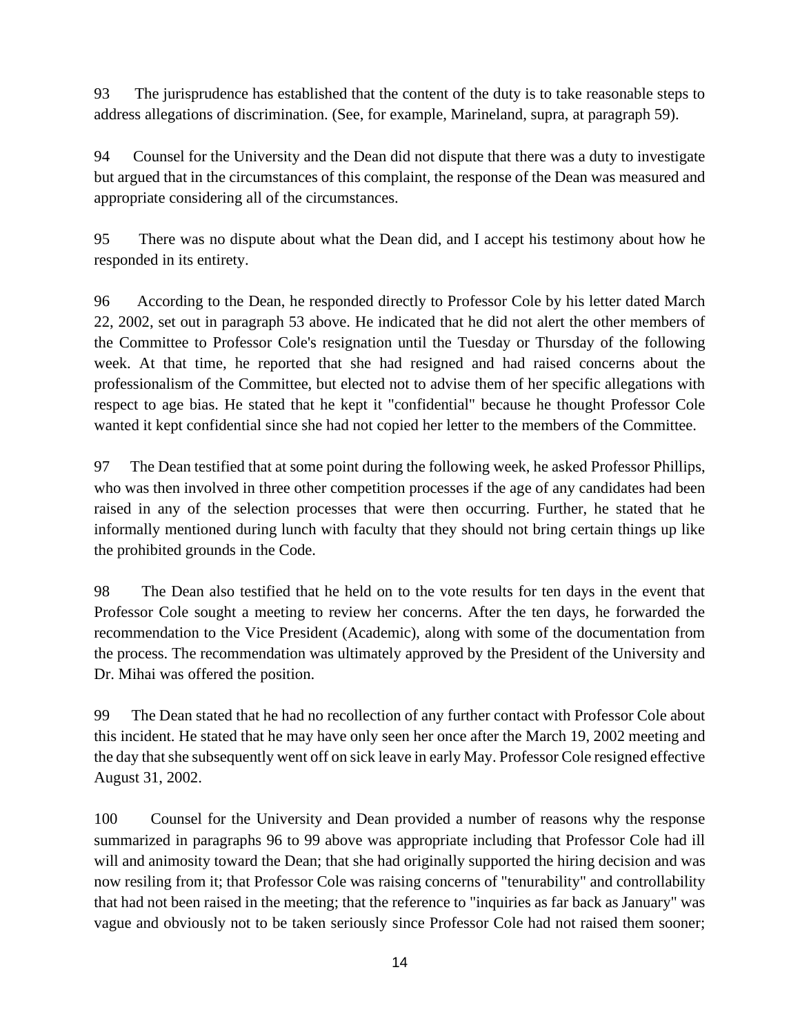93 The jurisprudence has established that the content of the duty is to take reasonable steps to address allegations of discrimination. (See, for example, Marineland, supra, at paragraph 59).

94 Counsel for the University and the Dean did not dispute that there was a duty to investigate but argued that in the circumstances of this complaint, the response of the Dean was measured and appropriate considering all of the circumstances.

95 There was no dispute about what the Dean did, and I accept his testimony about how he responded in its entirety.

96 According to the Dean, he responded directly to Professor Cole by his letter dated March 22, 2002, set out in paragraph 53 above. He indicated that he did not alert the other members of the Committee to Professor Cole's resignation until the Tuesday or Thursday of the following week. At that time, he reported that she had resigned and had raised concerns about the professionalism of the Committee, but elected not to advise them of her specific allegations with respect to age bias. He stated that he kept it "confidential" because he thought Professor Cole wanted it kept confidential since she had not copied her letter to the members of the Committee.

97 The Dean testified that at some point during the following week, he asked Professor Phillips, who was then involved in three other competition processes if the age of any candidates had been raised in any of the selection processes that were then occurring. Further, he stated that he informally mentioned during lunch with faculty that they should not bring certain things up like the prohibited grounds in the Code.

98 The Dean also testified that he held on to the vote results for ten days in the event that Professor Cole sought a meeting to review her concerns. After the ten days, he forwarded the recommendation to the Vice President (Academic), along with some of the documentation from the process. The recommendation was ultimately approved by the President of the University and Dr. Mihai was offered the position.

99 The Dean stated that he had no recollection of any further contact with Professor Cole about this incident. He stated that he may have only seen her once after the March 19, 2002 meeting and the day that she subsequently went off on sick leave in early May. Professor Cole resigned effective August 31, 2002.

100 Counsel for the University and Dean provided a number of reasons why the response summarized in paragraphs 96 to 99 above was appropriate including that Professor Cole had ill will and animosity toward the Dean; that she had originally supported the hiring decision and was now resiling from it; that Professor Cole was raising concerns of "tenurability" and controllability that had not been raised in the meeting; that the reference to "inquiries as far back as January" was vague and obviously not to be taken seriously since Professor Cole had not raised them sooner;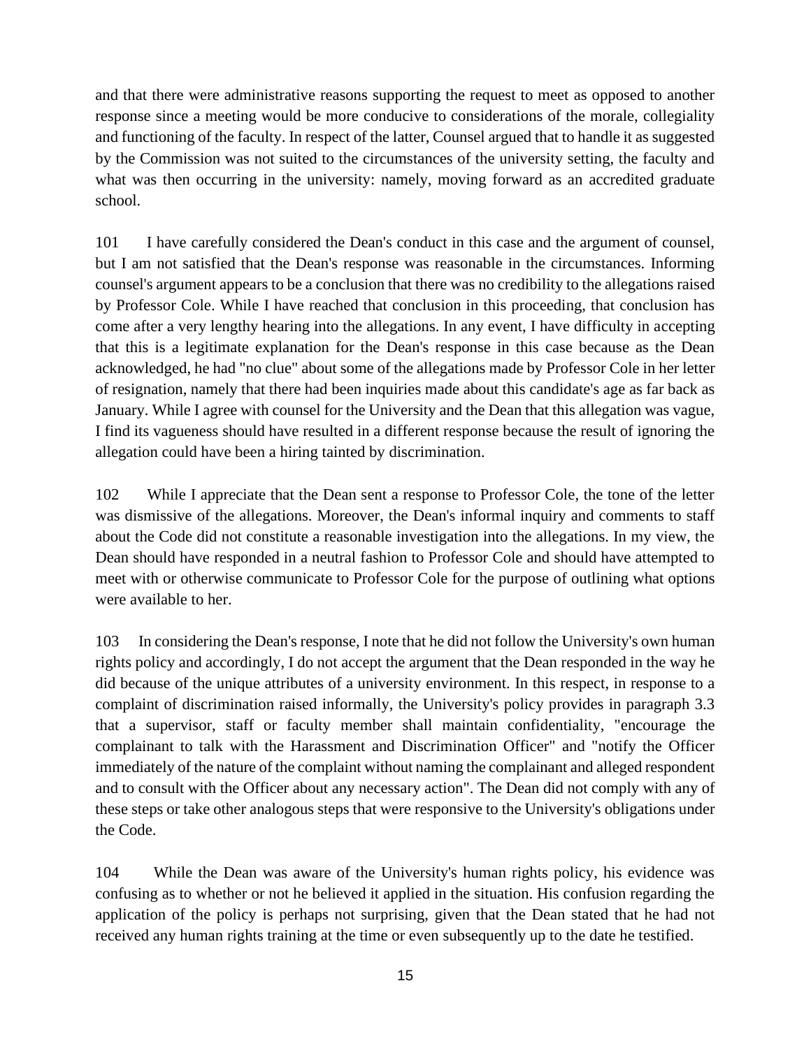and that there were administrative reasons supporting the request to meet as opposed to another response since a meeting would be more conducive to considerations of the morale, collegiality and functioning of the faculty. In respect of the latter, Counsel argued that to handle it as suggested by the Commission was not suited to the circumstances of the university setting, the faculty and what was then occurring in the university: namely, moving forward as an accredited graduate school.

101 I have carefully considered the Dean's conduct in this case and the argument of counsel, but I am not satisfied that the Dean's response was reasonable in the circumstances. Informing counsel's argument appears to be a conclusion that there was no credibility to the allegations raised by Professor Cole. While I have reached that conclusion in this proceeding, that conclusion has come after a very lengthy hearing into the allegations. In any event, I have difficulty in accepting that this is a legitimate explanation for the Dean's response in this case because as the Dean acknowledged, he had "no clue" about some of the allegations made by Professor Cole in her letter of resignation, namely that there had been inquiries made about this candidate's age as far back as January. While I agree with counsel for the University and the Dean that this allegation was vague, I find its vagueness should have resulted in a different response because the result of ignoring the allegation could have been a hiring tainted by discrimination.

102 While I appreciate that the Dean sent a response to Professor Cole, the tone of the letter was dismissive of the allegations. Moreover, the Dean's informal inquiry and comments to staff about the Code did not constitute a reasonable investigation into the allegations. In my view, the Dean should have responded in a neutral fashion to Professor Cole and should have attempted to meet with or otherwise communicate to Professor Cole for the purpose of outlining what options were available to her.

103 In considering the Dean's response, I note that he did not follow the University's own human rights policy and accordingly, I do not accept the argument that the Dean responded in the way he did because of the unique attributes of a university environment. In this respect, in response to a complaint of discrimination raised informally, the University's policy provides in paragraph 3.3 that a supervisor, staff or faculty member shall maintain confidentiality, "encourage the complainant to talk with the Harassment and Discrimination Officer" and "notify the Officer immediately of the nature of the complaint without naming the complainant and alleged respondent and to consult with the Officer about any necessary action". The Dean did not comply with any of these steps or take other analogous steps that were responsive to the University's obligations under the Code.

104 While the Dean was aware of the University's human rights policy, his evidence was confusing as to whether or not he believed it applied in the situation. His confusion regarding the application of the policy is perhaps not surprising, given that the Dean stated that he had not received any human rights training at the time or even subsequently up to the date he testified.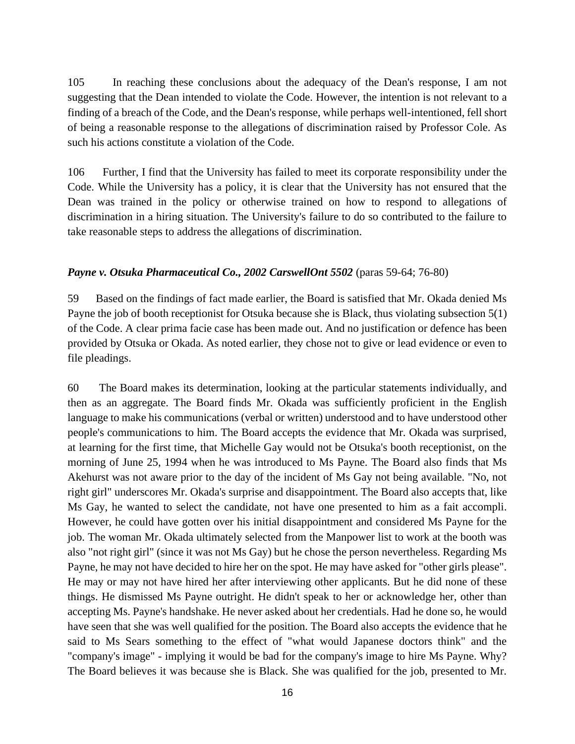105 In reaching these conclusions about the adequacy of the Dean's response, I am not suggesting that the Dean intended to violate the Code. However, the intention is not relevant to a finding of a breach of the Code, and the Dean's response, while perhaps well-intentioned, fell short of being a reasonable response to the allegations of discrimination raised by Professor Cole. As such his actions constitute a violation of the Code.

106 Further, I find that the University has failed to meet its corporate responsibility under the Code. While the University has a policy, it is clear that the University has not ensured that the Dean was trained in the policy or otherwise trained on how to respond to allegations of discrimination in a hiring situation. The University's failure to do so contributed to the failure to take reasonable steps to address the allegations of discrimination.

***Payne v. Otsuka Pharmaceutical Co., 2002 CarswellOnt 5502*** (paras 59-64; 76-80)

59 Based on the findings of fact made earlier, the Board is satisfied that Mr. Okada denied Ms Payne the job of booth receptionist for Otsuka because she is Black, thus violating subsection 5(1) of the Code. A clear prima facie case has been made out. And no justification or defence has been provided by Otsuka or Okada. As noted earlier, they chose not to give or lead evidence or even to file pleadings.

60 The Board makes its determination, looking at the particular statements individually, and then as an aggregate. The Board finds Mr. Okada was sufficiently proficient in the English language to make his communications (verbal or written) understood and to have understood other people's communications to him. The Board accepts the evidence that Mr. Okada was surprised, at learning for the first time, that Michelle Gay would not be Otsuka's booth receptionist, on the morning of June 25, 1994 when he was introduced to Ms Payne. The Board also finds that Ms Akehurst was not aware prior to the day of the incident of Ms Gay not being available. "No, not right girl" underscores Mr. Okada's surprise and disappointment. The Board also accepts that, like Ms Gay, he wanted to select the candidate, not have one presented to him as a fait accompli. However, he could have gotten over his initial disappointment and considered Ms Payne for the job. The woman Mr. Okada ultimately selected from the Manpower list to work at the booth was also "not right girl" (since it was not Ms Gay) but he chose the person nevertheless. Regarding Ms Payne, he may not have decided to hire her on the spot. He may have asked for "other girls please". He may or may not have hired her after interviewing other applicants. But he did none of these things. He dismissed Ms Payne outright. He didn't speak to her or acknowledge her, other than accepting Ms. Payne's handshake. He never asked about her credentials. Had he done so, he would have seen that she was well qualified for the position. The Board also accepts the evidence that he said to Ms Sears something to the effect of "what would Japanese doctors think" and the "company's image" - implying it would be bad for the company's image to hire Ms Payne. Why? The Board believes it was because she is Black. She was qualified for the job, presented to Mr.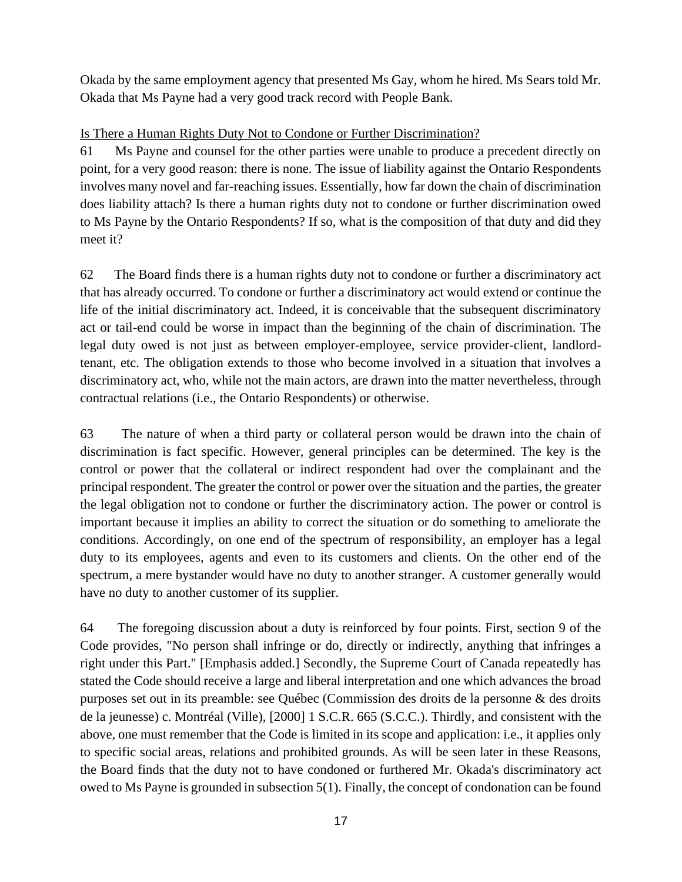Okada by the same employment agency that presented Ms Gay, whom he hired. Ms Sears told Mr. Okada that Ms Payne had a very good track record with People Bank.

<u>Is There a Human Rights Duty Not to Condone or Further Discrimination?</u>

61 Ms Payne and counsel for the other parties were unable to produce a precedent directly on point, for a very good reason: there is none. The issue of liability against the Ontario Respondents involves many novel and far-reaching issues. Essentially, how far down the chain of discrimination does liability attach? Is there a human rights duty not to condone or further discrimination owed to Ms Payne by the Ontario Respondents? If so, what is the composition of that duty and did they meet it?

62 The Board finds there is a human rights duty not to condone or further a discriminatory act that has already occurred. To condone or further a discriminatory act would extend or continue the life of the initial discriminatory act. Indeed, it is conceivable that the subsequent discriminatory act or tail-end could be worse in impact than the beginning of the chain of discrimination. The legal duty owed is not just as between employer-employee, service provider-client, landlord-tenant, etc. The obligation extends to those who become involved in a situation that involves a discriminatory act, who, while not the main actors, are drawn into the matter nevertheless, through contractual relations (i.e., the Ontario Respondents) or otherwise.

63 The nature of when a third party or collateral person would be drawn into the chain of discrimination is fact specific. However, general principles can be determined. The key is the control or power that the collateral or indirect respondent had over the complainant and the principal respondent. The greater the control or power over the situation and the parties, the greater the legal obligation not to condone or further the discriminatory action. The power or control is important because it implies an ability to correct the situation or do something to ameliorate the conditions. Accordingly, on one end of the spectrum of responsibility, an employer has a legal duty to its employees, agents and even to its customers and clients. On the other end of the spectrum, a mere bystander would have no duty to another stranger. A customer generally would have no duty to another customer of its supplier.

64 The foregoing discussion about a duty is reinforced by four points. First, section 9 of the Code provides, "No person shall infringe or do, directly or indirectly, anything that infringes a right under this Part." [Emphasis added.] Secondly, the Supreme Court of Canada repeatedly has stated the Code should receive a large and liberal interpretation and one which advances the broad purposes set out in its preamble: see Québec (Commission des droits de la personne & des droits de la jeunesse) c. Montréal (Ville), [2000] 1 S.C.R. 665 (S.C.C.). Thirdly, and consistent with the above, one must remember that the Code is limited in its scope and application: i.e., it applies only to specific social areas, relations and prohibited grounds. As will be seen later in these Reasons, the Board finds that the duty not to have condoned or furthered Mr. Okada's discriminatory act owed to Ms Payne is grounded in subsection 5(1). Finally, the concept of condonation can be found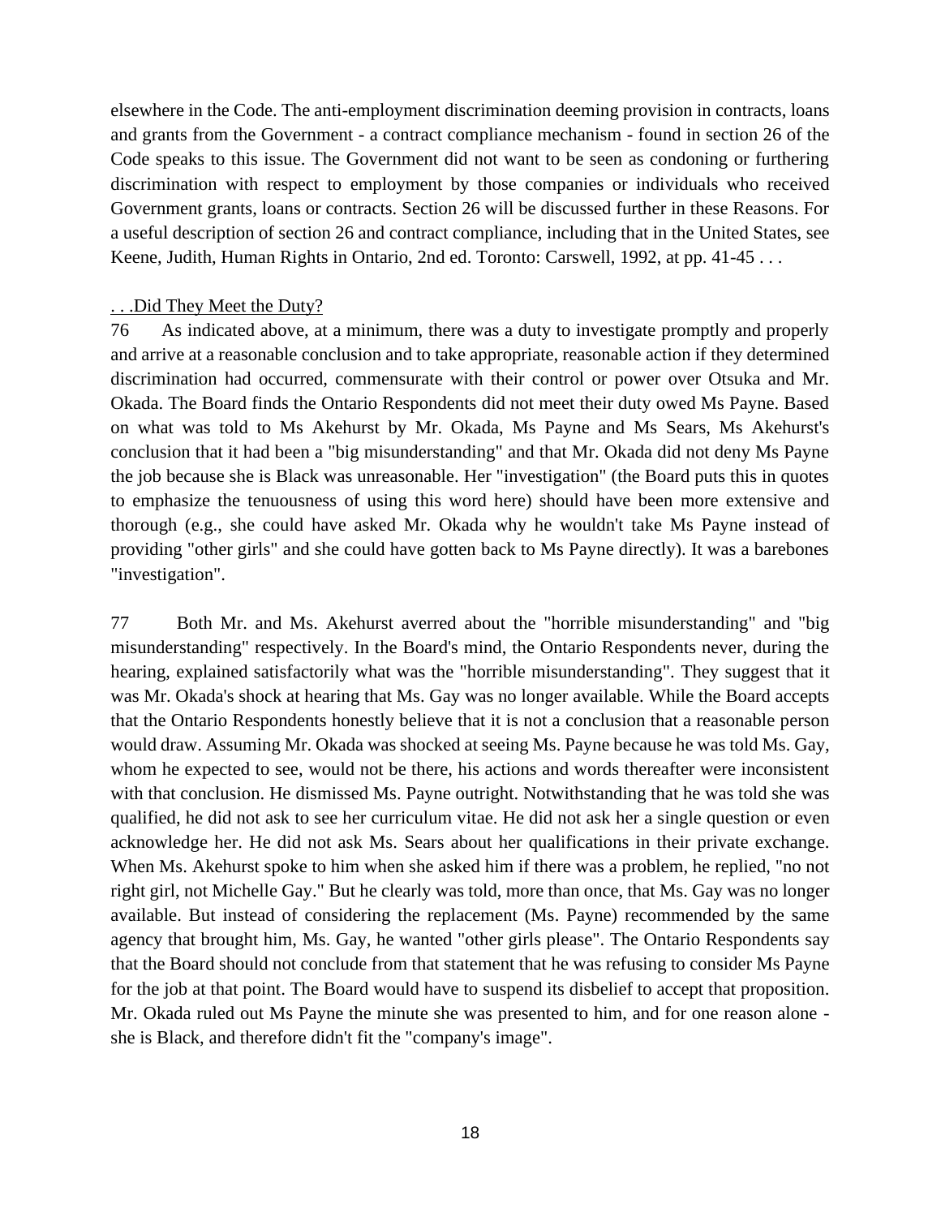elsewhere in the Code. The anti-employment discrimination deeming provision in contracts, loans and grants from the Government - a contract compliance mechanism - found in section 26 of the Code speaks to this issue. The Government did not want to be seen as condoning or furthering discrimination with respect to employment by those companies or individuals who received Government grants, loans or contracts. Section 26 will be discussed further in these Reasons. For a useful description of section 26 and contract compliance, including that in the United States, see Keene, Judith, Human Rights in Ontario, 2nd ed. Toronto: Carswell, 1992, at pp. 41-45 . . .

<u>. . .Did They Meet the Duty?</u>

76 As indicated above, at a minimum, there was a duty to investigate promptly and properly and arrive at a reasonable conclusion and to take appropriate, reasonable action if they determined discrimination had occurred, commensurate with their control or power over Otsuka and Mr. Okada. The Board finds the Ontario Respondents did not meet their duty owed Ms Payne. Based on what was told to Ms Akehurst by Mr. Okada, Ms Payne and Ms Sears, Ms Akehurst's conclusion that it had been a "big misunderstanding" and that Mr. Okada did not deny Ms Payne the job because she is Black was unreasonable. Her "investigation" (the Board puts this in quotes to emphasize the tenuousness of using this word here) should have been more extensive and thorough (e.g., she could have asked Mr. Okada why he wouldn't take Ms Payne instead of providing "other girls" and she could have gotten back to Ms Payne directly). It was a barebones "investigation".

77 Both Mr. and Ms. Akehurst averred about the "horrible misunderstanding" and "big misunderstanding" respectively. In the Board's mind, the Ontario Respondents never, during the hearing, explained satisfactorily what was the "horrible misunderstanding". They suggest that it was Mr. Okada's shock at hearing that Ms. Gay was no longer available. While the Board accepts that the Ontario Respondents honestly believe that it is not a conclusion that a reasonable person would draw. Assuming Mr. Okada was shocked at seeing Ms. Payne because he was told Ms. Gay, whom he expected to see, would not be there, his actions and words thereafter were inconsistent with that conclusion. He dismissed Ms. Payne outright. Notwithstanding that he was told she was qualified, he did not ask to see her curriculum vitae. He did not ask her a single question or even acknowledge her. He did not ask Ms. Sears about her qualifications in their private exchange. When Ms. Akehurst spoke to him when she asked him if there was a problem, he replied, "no not right girl, not Michelle Gay." But he clearly was told, more than once, that Ms. Gay was no longer available. But instead of considering the replacement (Ms. Payne) recommended by the same agency that brought him, Ms. Gay, he wanted "other girls please". The Ontario Respondents say that the Board should not conclude from that statement that he was refusing to consider Ms Payne for the job at that point. The Board would have to suspend its disbelief to accept that proposition. Mr. Okada ruled out Ms Payne the minute she was presented to him, and for one reason alone - she is Black, and therefore didn't fit the "company's image".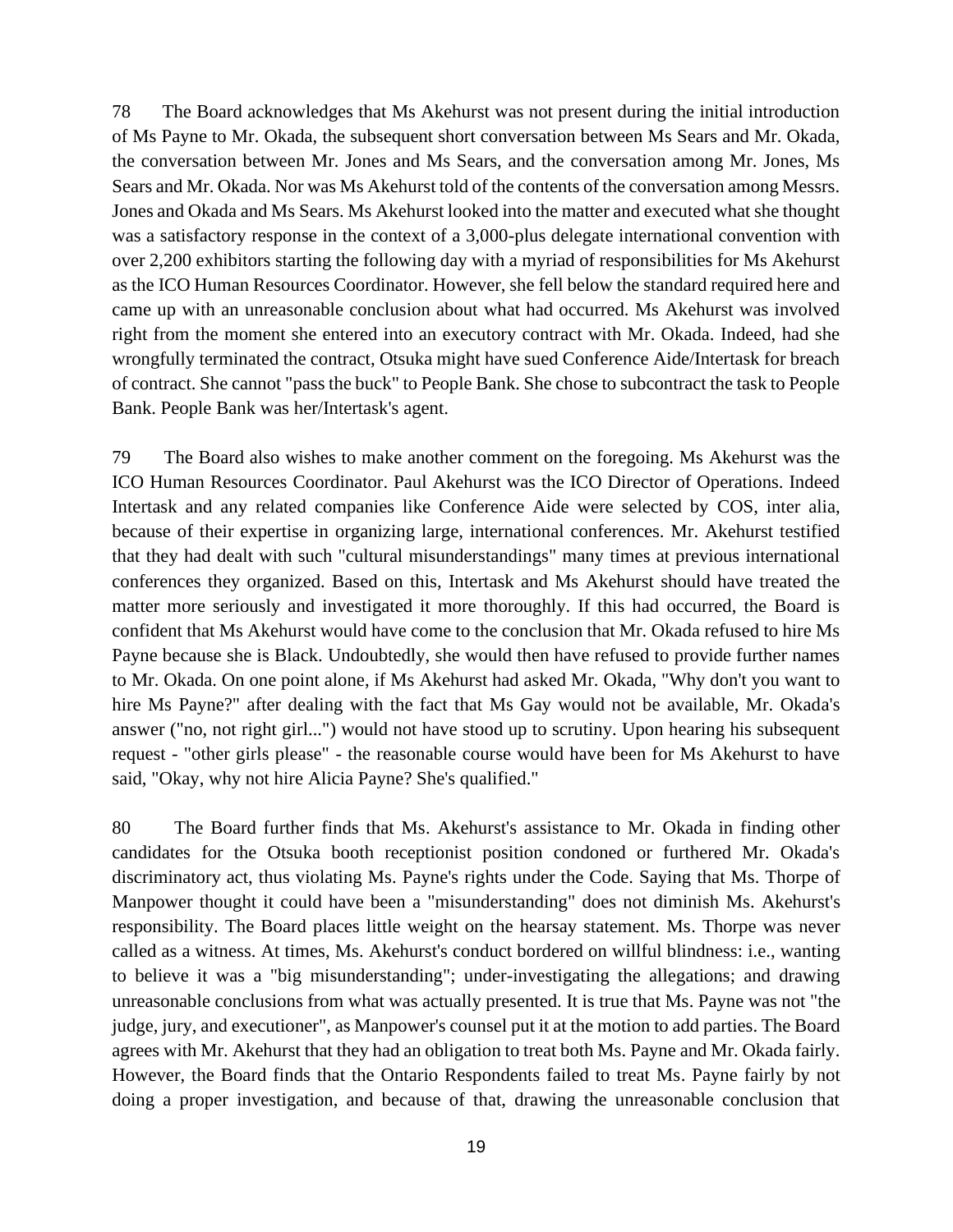78 The Board acknowledges that Ms Akehurst was not present during the initial introduction of Ms Payne to Mr. Okada, the subsequent short conversation between Ms Sears and Mr. Okada, the conversation between Mr. Jones and Ms Sears, and the conversation among Mr. Jones, Ms Sears and Mr. Okada. Nor was Ms Akehurst told of the contents of the conversation among Messrs. Jones and Okada and Ms Sears. Ms Akehurst looked into the matter and executed what she thought was a satisfactory response in the context of a 3,000-plus delegate international convention with over 2,200 exhibitors starting the following day with a myriad of responsibilities for Ms Akehurst as the ICO Human Resources Coordinator. However, she fell below the standard required here and came up with an unreasonable conclusion about what had occurred. Ms Akehurst was involved right from the moment she entered into an executory contract with Mr. Okada. Indeed, had she wrongfully terminated the contract, Otsuka might have sued Conference Aide/Intertask for breach of contract. She cannot "pass the buck" to People Bank. She chose to subcontract the task to People Bank. People Bank was her/Intertask's agent.

79 The Board also wishes to make another comment on the foregoing. Ms Akehurst was the ICO Human Resources Coordinator. Paul Akehurst was the ICO Director of Operations. Indeed Intertask and any related companies like Conference Aide were selected by COS, inter alia, because of their expertise in organizing large, international conferences. Mr. Akehurst testified that they had dealt with such "cultural misunderstandings" many times at previous international conferences they organized. Based on this, Intertask and Ms Akehurst should have treated the matter more seriously and investigated it more thoroughly. If this had occurred, the Board is confident that Ms Akehurst would have come to the conclusion that Mr. Okada refused to hire Ms Payne because she is Black. Undoubtedly, she would then have refused to provide further names to Mr. Okada. On one point alone, if Ms Akehurst had asked Mr. Okada, "Why don't you want to hire Ms Payne?" after dealing with the fact that Ms Gay would not be available, Mr. Okada's answer ("no, not right girl...") would not have stood up to scrutiny. Upon hearing his subsequent request - "other girls please" - the reasonable course would have been for Ms Akehurst to have said, "Okay, why not hire Alicia Payne? She's qualified."

80 The Board further finds that Ms. Akehurst's assistance to Mr. Okada in finding other candidates for the Otsuka booth receptionist position condoned or furthered Mr. Okada's discriminatory act, thus violating Ms. Payne's rights under the Code. Saying that Ms. Thorpe of Manpower thought it could have been a "misunderstanding" does not diminish Ms. Akehurst's responsibility. The Board places little weight on the hearsay statement. Ms. Thorpe was never called as a witness. At times, Ms. Akehurst's conduct bordered on willful blindness: i.e., wanting to believe it was a "big misunderstanding"; under-investigating the allegations; and drawing unreasonable conclusions from what was actually presented. It is true that Ms. Payne was not "the judge, jury, and executioner", as Manpower's counsel put it at the motion to add parties. The Board agrees with Mr. Akehurst that they had an obligation to treat both Ms. Payne and Mr. Okada fairly. However, the Board finds that the Ontario Respondents failed to treat Ms. Payne fairly by not doing a proper investigation, and because of that, drawing the unreasonable conclusion that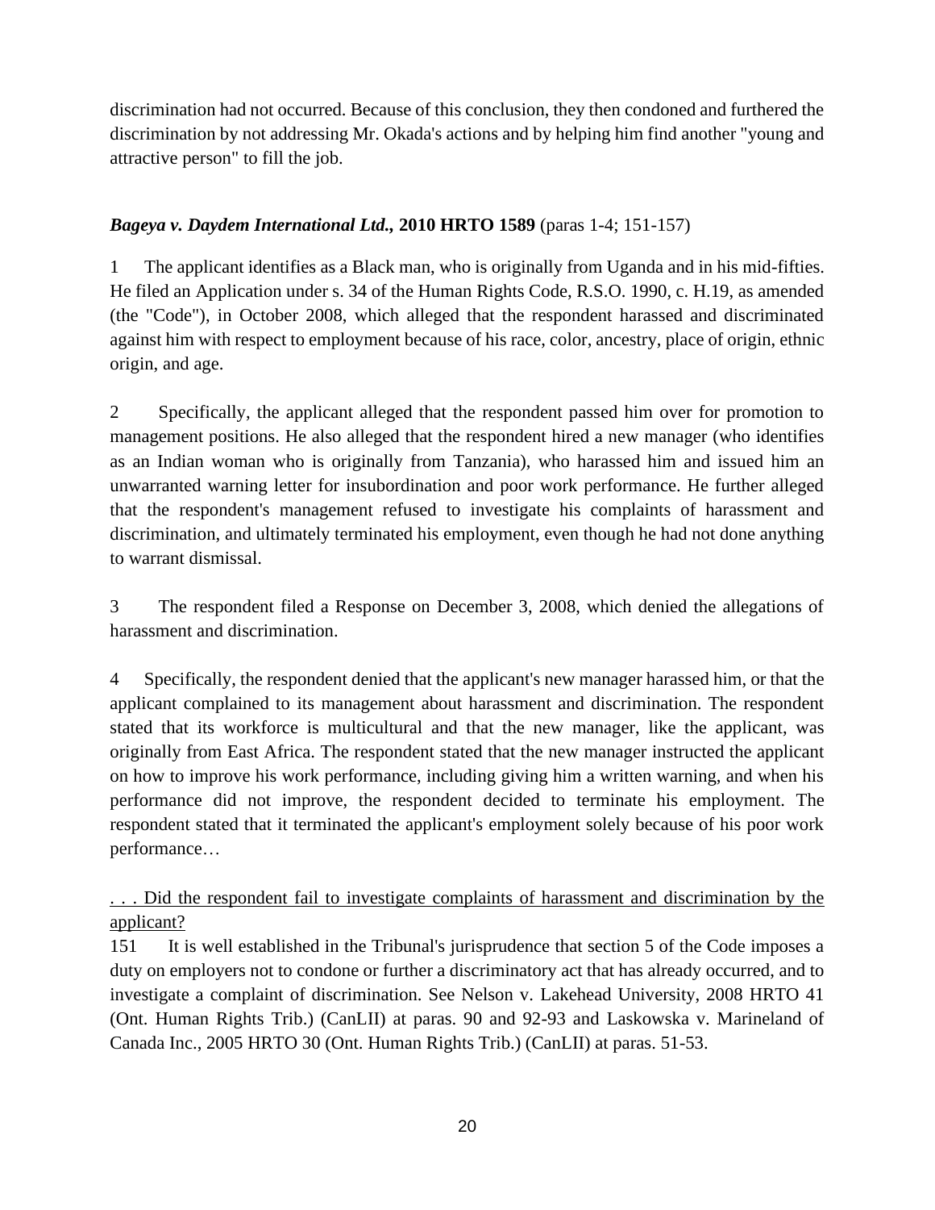discrimination had not occurred. Because of this conclusion, they then condoned and furthered the discrimination by not addressing Mr. Okada's actions and by helping him find another "young and attractive person" to fill the job.

***Bageya v. Daydem International Ltd.,* 2010 HRTO 1589** (paras 1-4; 151-157)

1 The applicant identifies as a Black man, who is originally from Uganda and in his mid-fifties. He filed an Application under s. 34 of the Human Rights Code, R.S.O. 1990, c. H.19, as amended (the "Code"), in October 2008, which alleged that the respondent harassed and discriminated against him with respect to employment because of his race, color, ancestry, place of origin, ethnic origin, and age.

2 Specifically, the applicant alleged that the respondent passed him over for promotion to management positions. He also alleged that the respondent hired a new manager (who identifies as an Indian woman who is originally from Tanzania), who harassed him and issued him an unwarranted warning letter for insubordination and poor work performance. He further alleged that the respondent's management refused to investigate his complaints of harassment and discrimination, and ultimately terminated his employment, even though he had not done anything to warrant dismissal.

3 The respondent filed a Response on December 3, 2008, which denied the allegations of harassment and discrimination.

4 Specifically, the respondent denied that the applicant's new manager harassed him, or that the applicant complained to its management about harassment and discrimination. The respondent stated that its workforce is multicultural and that the new manager, like the applicant, was originally from East Africa. The respondent stated that the new manager instructed the applicant on how to improve his work performance, including giving him a written warning, and when his performance did not improve, the respondent decided to terminate his employment. The respondent stated that it terminated the applicant's employment solely because of his poor work performance…

<u>. . . Did the respondent fail to investigate complaints of harassment and discrimination by the applicant?</u>

151 It is well established in the Tribunal's jurisprudence that section 5 of the Code imposes a duty on employers not to condone or further a discriminatory act that has already occurred, and to investigate a complaint of discrimination. See Nelson v. Lakehead University, 2008 HRTO 41 (Ont. Human Rights Trib.) (CanLII) at paras. 90 and 92-93 and Laskowska v. Marineland of Canada Inc., 2005 HRTO 30 (Ont. Human Rights Trib.) (CanLII) at paras. 51-53.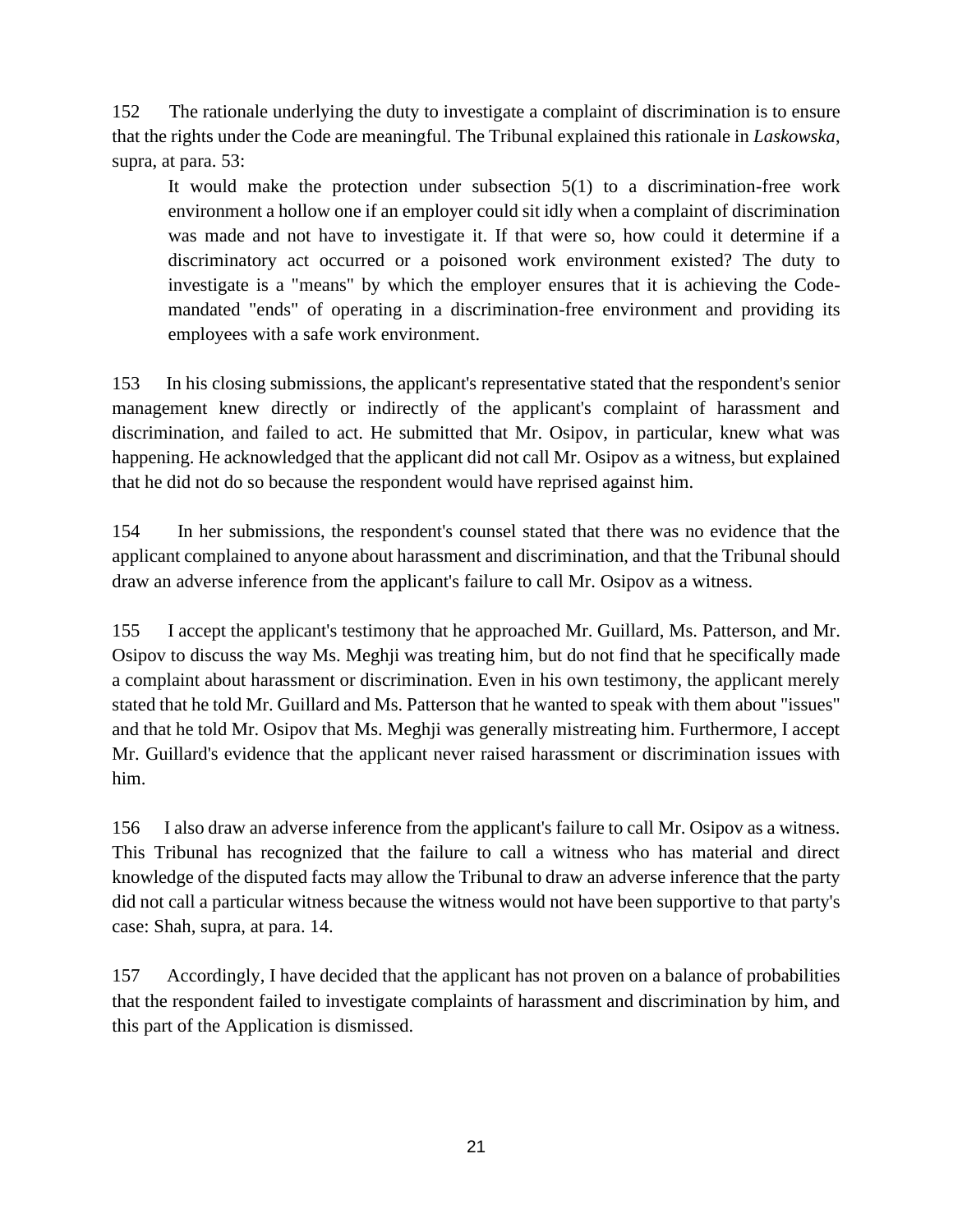152 The rationale underlying the duty to investigate a complaint of discrimination is to ensure that the rights under the Code are meaningful. The Tribunal explained this rationale in *Laskowska*, supra, at para. 53:

> It would make the protection under subsection 5(1) to a discrimination-free work environment a hollow one if an employer could sit idly when a complaint of discrimination was made and not have to investigate it. If that were so, how could it determine if a discriminatory act occurred or a poisoned work environment existed? The duty to investigate is a "means" by which the employer ensures that it is achieving the Code-mandated "ends" of operating in a discrimination-free environment and providing its employees with a safe work environment.

153 In his closing submissions, the applicant's representative stated that the respondent's senior management knew directly or indirectly of the applicant's complaint of harassment and discrimination, and failed to act. He submitted that Mr. Osipov, in particular, knew what was happening. He acknowledged that the applicant did not call Mr. Osipov as a witness, but explained that he did not do so because the respondent would have reprised against him.

154 In her submissions, the respondent's counsel stated that there was no evidence that the applicant complained to anyone about harassment and discrimination, and that the Tribunal should draw an adverse inference from the applicant's failure to call Mr. Osipov as a witness.

155 I accept the applicant's testimony that he approached Mr. Guillard, Ms. Patterson, and Mr. Osipov to discuss the way Ms. Meghji was treating him, but do not find that he specifically made a complaint about harassment or discrimination. Even in his own testimony, the applicant merely stated that he told Mr. Guillard and Ms. Patterson that he wanted to speak with them about "issues" and that he told Mr. Osipov that Ms. Meghji was generally mistreating him. Furthermore, I accept Mr. Guillard's evidence that the applicant never raised harassment or discrimination issues with him.

156 I also draw an adverse inference from the applicant's failure to call Mr. Osipov as a witness. This Tribunal has recognized that the failure to call a witness who has material and direct knowledge of the disputed facts may allow the Tribunal to draw an adverse inference that the party did not call a particular witness because the witness would not have been supportive to that party's case: Shah, supra, at para. 14.

157 Accordingly, I have decided that the applicant has not proven on a balance of probabilities that the respondent failed to investigate complaints of harassment and discrimination by him, and this part of the Application is dismissed.